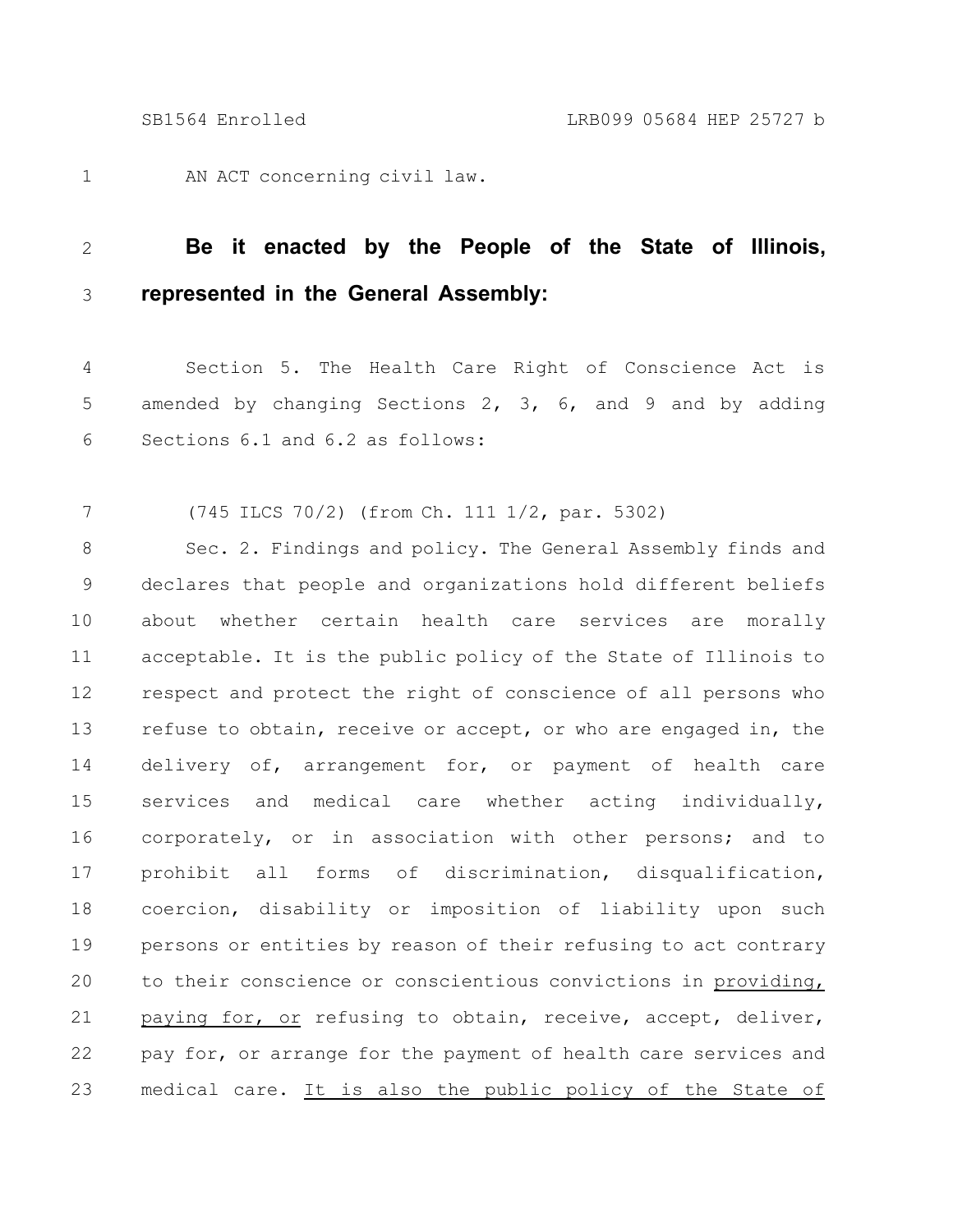AN ACT concerning civil law.

**Be it enacted by the People of the State of Illinois, represented in the General Assembly:**

Section 5. The Health Care Right of Conscience Act is amended by changing Sections 2, 3, 6, and 9 and by adding Sections 6.1 and 6.2 as follows:

(745 ILCS 70/2) (from Ch. 111 1/2, par. 5302)

Sec. 2. Findings and policy. The General Assembly finds and declares that people and organizations hold different beliefs about whether certain health care services are morally acceptable. It is the public policy of the State of Illinois to respect and protect the right of conscience of all persons who refuse to obtain, receive or accept, or who are engaged in, the delivery of, arrangement for, or payment of health care services and medical care whether acting individually, corporately, or in association with other persons; and to prohibit all forms of discrimination, disqualification, coercion, disability or imposition of liability upon such persons or entities by reason of their refusing to act contrary to their conscience or conscientious convictions in <u>providing, paying for, or</u> refusing to obtain, receive, accept, deliver, pay for, or arrange for the payment of health care services and medical care. <u>It is also the public policy of the State of</u>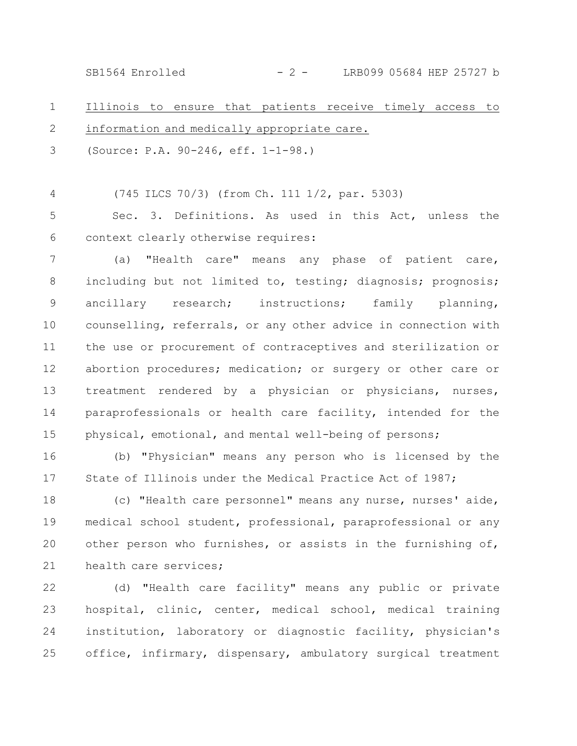Illinois to ensure that patients receive timely access to information and medically appropriate care.

(Source: P.A. 90-246, eff. 1-1-98.)

(745 ILCS 70/3) (from Ch. 111 1/2, par. 5303)

Sec. 3. Definitions. As used in this Act, unless the context clearly otherwise requires:

(a) "Health care" means any phase of patient care, including but not limited to, testing; diagnosis; prognosis; ancillary research; instructions; family planning, counselling, referrals, or any other advice in connection with the use or procurement of contraceptives and sterilization or abortion procedures; medication; or surgery or other care or treatment rendered by a physician or physicians, nurses, paraprofessionals or health care facility, intended for the physical, emotional, and mental well-being of persons;

(b) "Physician" means any person who is licensed by the State of Illinois under the Medical Practice Act of 1987;

(c) "Health care personnel" means any nurse, nurses' aide, medical school student, professional, paraprofessional or any other person who furnishes, or assists in the furnishing of, health care services;

(d) "Health care facility" means any public or private hospital, clinic, center, medical school, medical training institution, laboratory or diagnostic facility, physician's office, infirmary, dispensary, ambulatory surgical treatment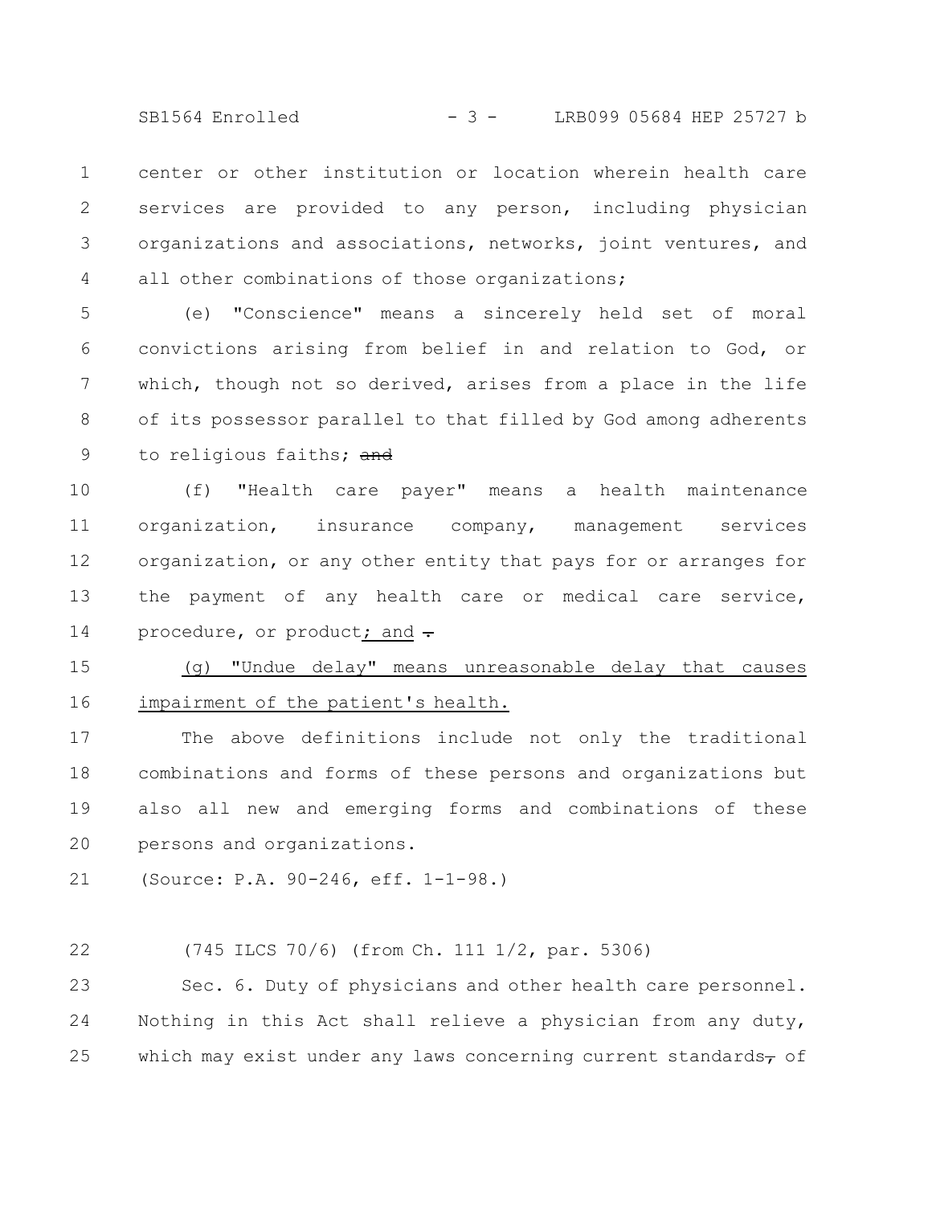center or other institution or location wherein health care services are provided to any person, including physician organizations and associations, networks, joint ventures, and all other combinations of those organizations;

(e) "Conscience" means a sincerely held set of moral convictions arising from belief in and relation to God, or which, though not so derived, arises from a place in the life of its possessor parallel to that filled by God among adherents to religious faiths; ~~and~~

(f) "Health care payer" means a health maintenance organization, insurance company, management services organization, or any other entity that pays for or arranges for the payment of any health care or medical care service, procedure, or product; and ~~.~~

(g) "Undue delay" means unreasonable delay that causes impairment of the patient's health.

The above definitions include not only the traditional combinations and forms of these persons and organizations but also all new and emerging forms and combinations of these persons and organizations.

(Source: P.A. 90-246, eff. 1-1-98.)

(745 ILCS 70/6) (from Ch. 111 1/2, par. 5306)

Sec. 6. Duty of physicians and other health care personnel. Nothing in this Act shall relieve a physician from any duty, which may exist under any laws concerning current standards~~,~~ of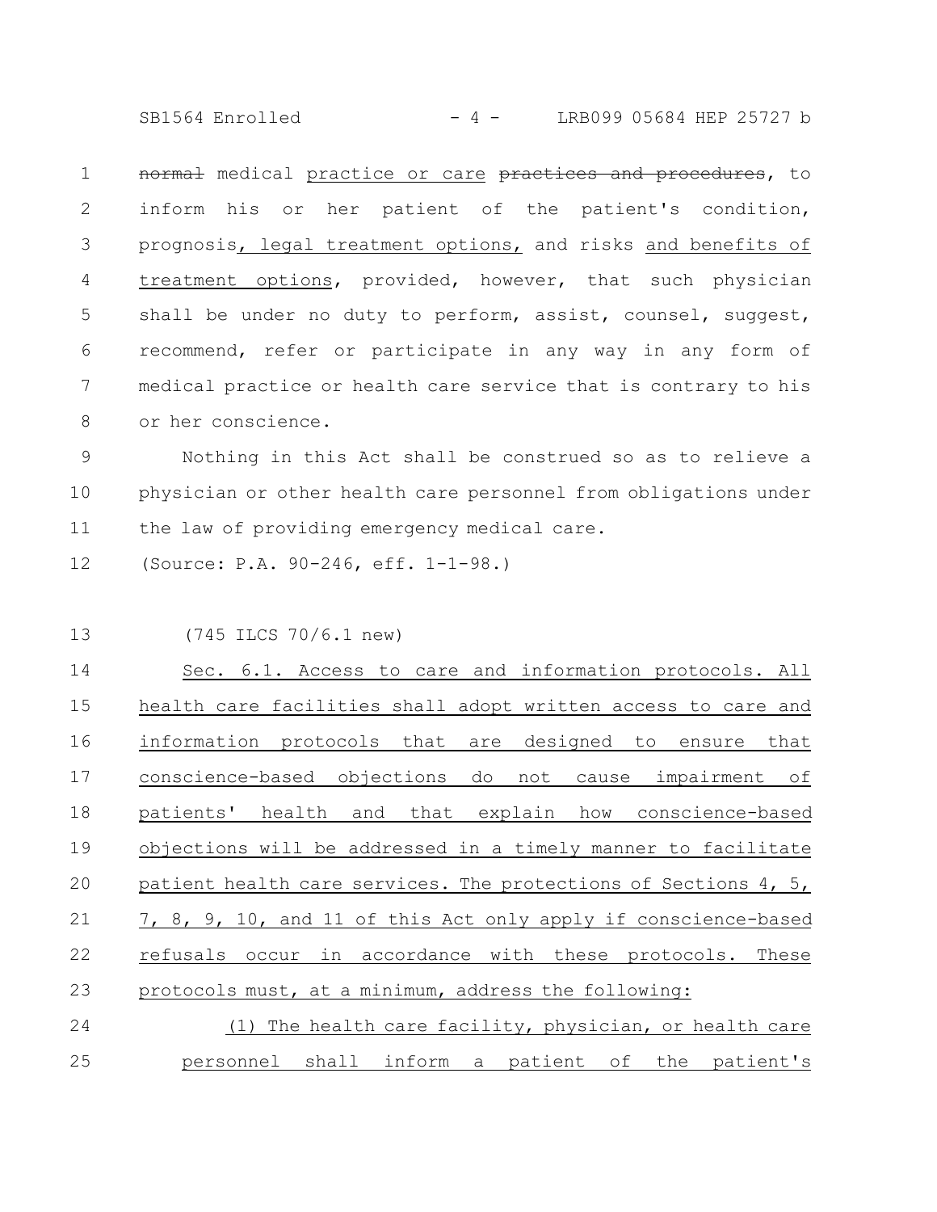~~normal~~ medical practice or care ~~practices and procedures~~, to inform his or her patient of the patient's condition, prognosis, legal treatment options, and risks and benefits of treatment options, provided, however, that such physician shall be under no duty to perform, assist, counsel, suggest, recommend, refer or participate in any way in any form of medical practice or health care service that is contrary to his or her conscience.

Nothing in this Act shall be construed so as to relieve a physician or other health care personnel from obligations under the law of providing emergency medical care.

(Source: P.A. 90-246, eff. 1-1-98.)

(745 ILCS 70/6.1 new)

Sec. 6.1. Access to care and information protocols. All health care facilities shall adopt written access to care and information protocols that are designed to ensure that conscience-based objections do not cause impairment of patients' health and that explain how conscience-based objections will be addressed in a timely manner to facilitate patient health care services. The protections of Sections 4, 5, 7, 8, 9, 10, and 11 of this Act only apply if conscience-based refusals occur in accordance with these protocols. These protocols must, at a minimum, address the following:

(1) The health care facility, physician, or health care personnel shall inform a patient of the patient's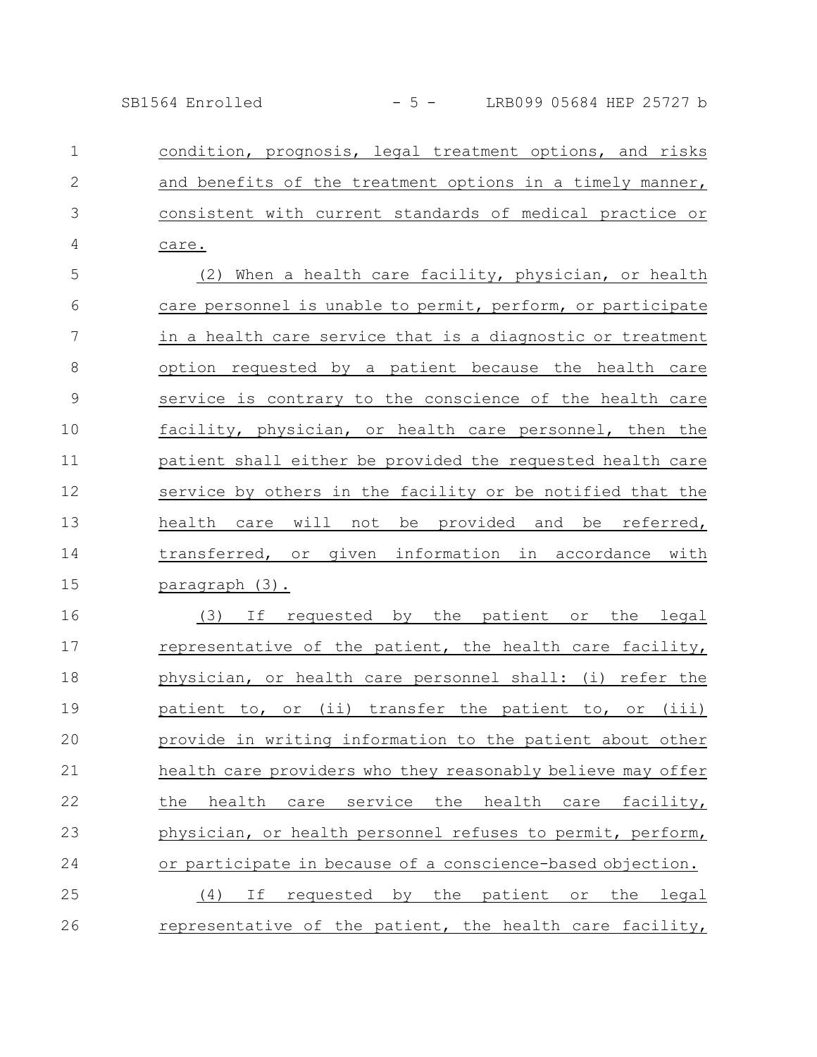condition, prognosis, legal treatment options, and risks and benefits of the treatment options in a timely manner, consistent with current standards of medical practice or care.

(2) When a health care facility, physician, or health care personnel is unable to permit, perform, or participate in a health care service that is a diagnostic or treatment option requested by a patient because the health care service is contrary to the conscience of the health care facility, physician, or health care personnel, then the patient shall either be provided the requested health care service by others in the facility or be notified that the health care will not be provided and be referred, transferred, or given information in accordance with paragraph (3).

(3) If requested by the patient or the legal representative of the patient, the health care facility, physician, or health care personnel shall: (i) refer the patient to, or (ii) transfer the patient to, or (iii) provide in writing information to the patient about other health care providers who they reasonably believe may offer the health care service the health care facility, physician, or health personnel refuses to permit, perform, or participate in because of a conscience-based objection.

(4) If requested by the patient or the legal representative of the patient, the health care facility,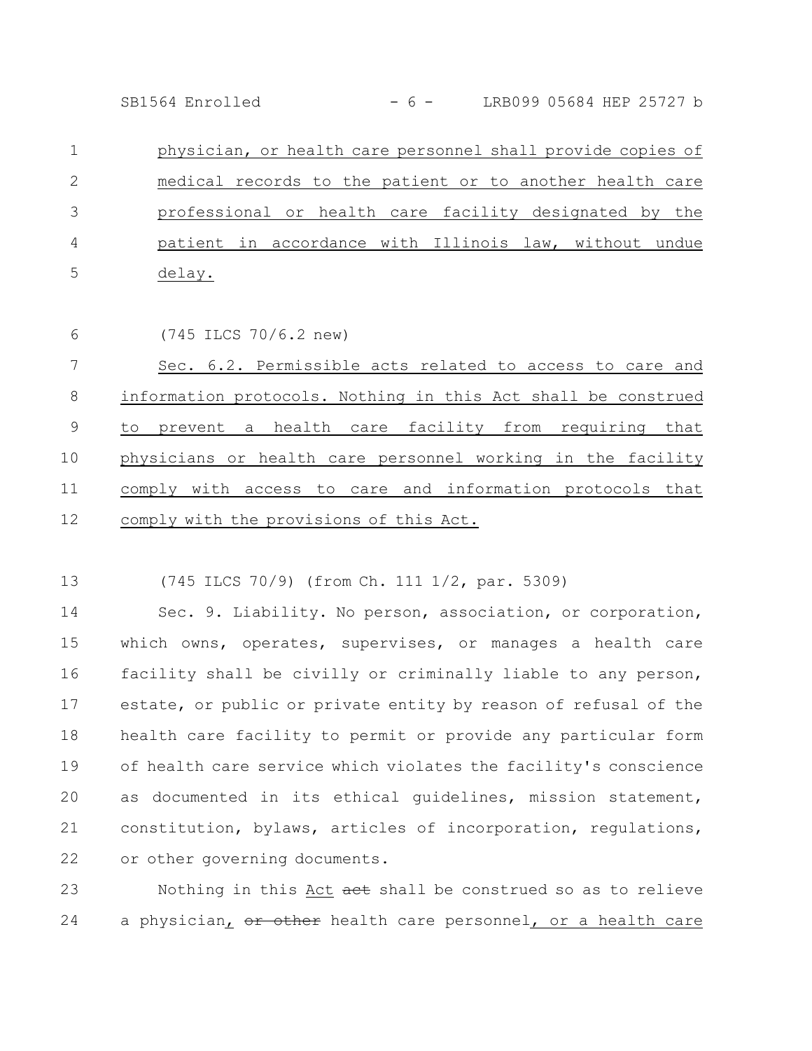physician, or health care personnel shall provide copies of medical records to the patient or to another health care professional or health care facility designated by the patient in accordance with Illinois law, without undue delay.

(745 ILCS 70/6.2 new)

Sec. 6.2. Permissible acts related to access to care and information protocols. Nothing in this Act shall be construed to prevent a health care facility from requiring that physicians or health care personnel working in the facility comply with access to care and information protocols that comply with the provisions of this Act.

(745 ILCS 70/9) (from Ch. 111 1/2, par. 5309)

Sec. 9. Liability. No person, association, or corporation, which owns, operates, supervises, or manages a health care facility shall be civilly or criminally liable to any person, estate, or public or private entity by reason of refusal of the health care facility to permit or provide any particular form of health care service which violates the facility's conscience as documented in its ethical guidelines, mission statement, constitution, bylaws, articles of incorporation, regulations, or other governing documents.

Nothing in this Act ~~act~~ shall be construed so as to relieve a physician, ~~or other~~ health care personnel, or a health care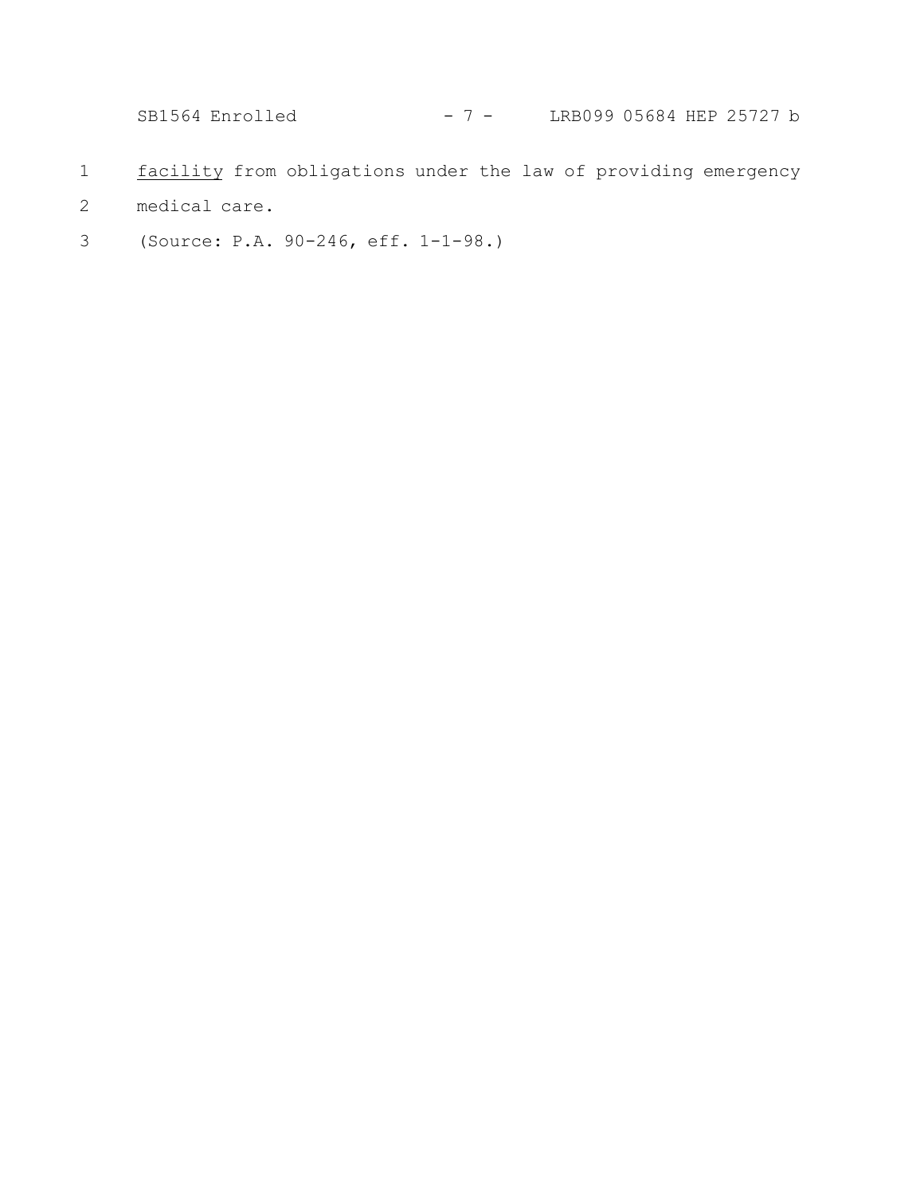<u>facility</u> from obligations under the law of providing emergency medical care.

(Source: P.A. 90-246, eff. 1-1-98.)